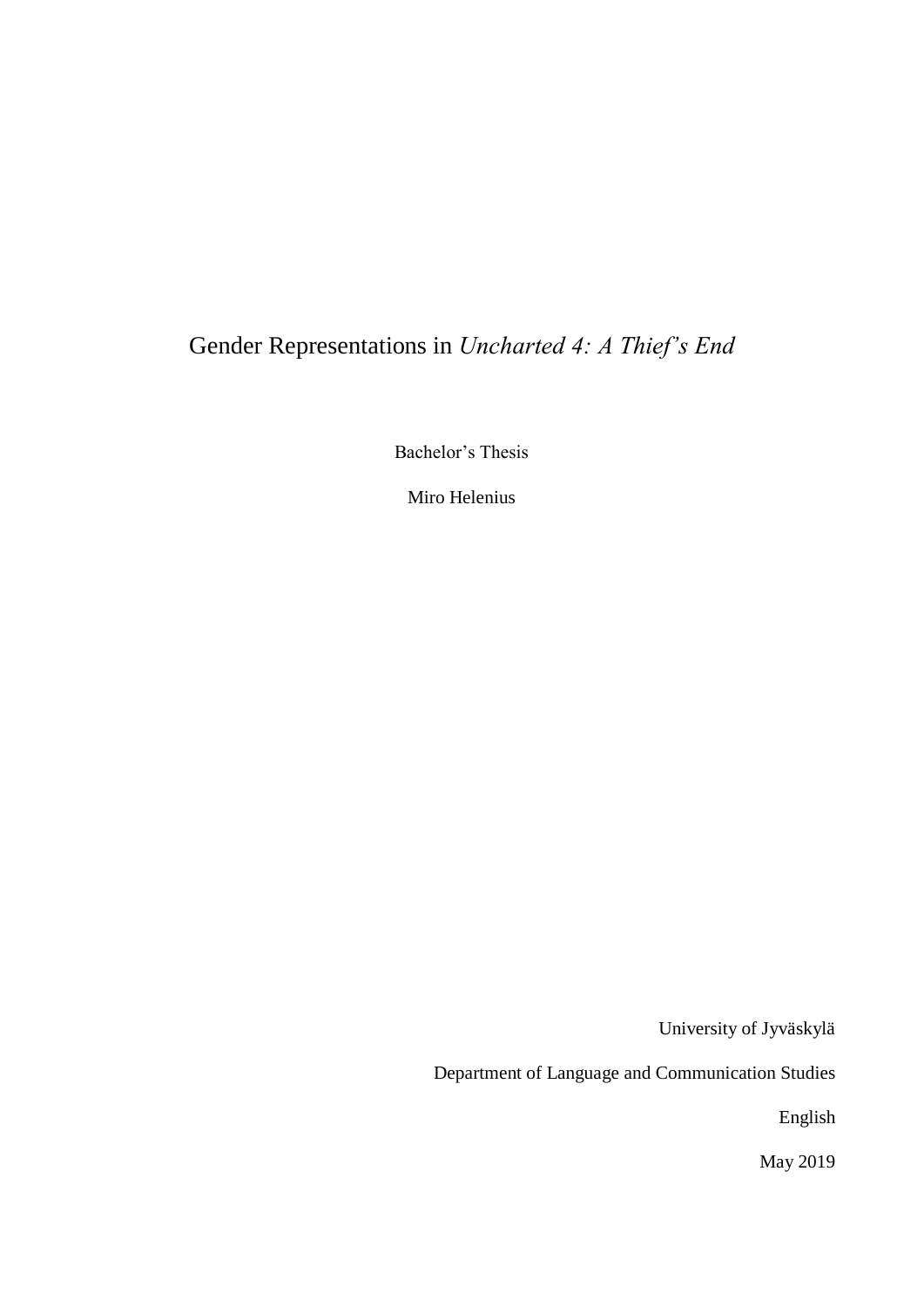# Gender Representations in *Uncharted 4: A Thief's End*

Bachelor's Thesis

Miro Helenius

University of Jyväskylä

Department of Language and Communication Studies

English

May 2019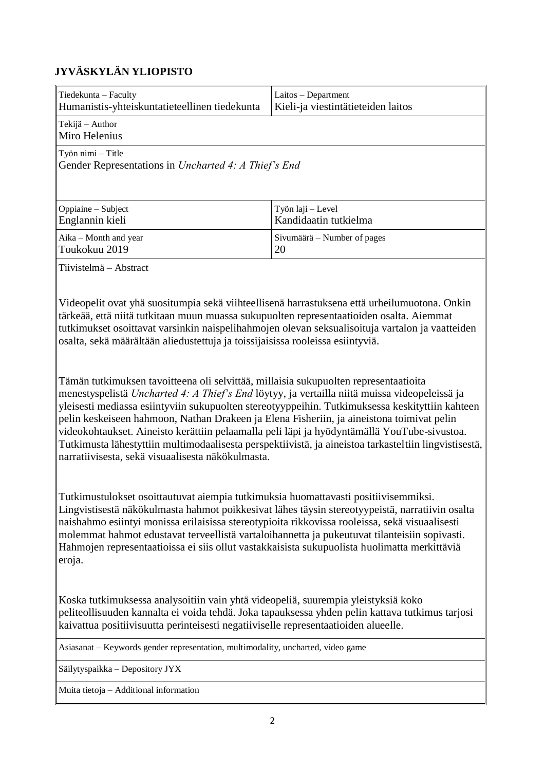**JYVÄSKYLÄN YLIOPISTO**

| Tiedekunta – Faculty<br>Humanistis-yhteiskuntatieteellinen tiedekunta | Laitos – Department<br>Kieli-ja viestintätieteiden laitos |
|---|---|
| Tekijä – Author<br>Miro Helenius | |
| Työn nimi – Title<br>Gender Representations in *Uncharted 4: A Thief's End* | |
| Oppiaine – Subject<br>Englannin kieli | Työn laji – Level<br>Kandidaatin tutkielma |
| Aika – Month and year<br>Toukokuu 2019 | Sivumäärä – Number of pages<br>20 |

Tiivistelmä – Abstract

Videopelit ovat yhä suositumpia sekä viihteellisenä harrastuksena että urheilumuotona. Onkin tärkeää, että niitä tutkitaan muun muassa sukupuolten representaatioiden osalta. Aiemmat tutkimukset osoittavat varsinkin naispelihahmojen olevan seksualisoituja vartalon ja vaatteiden osalta, sekä määrältään aliedustettuja ja toissijaisissa rooleissa esiintyviä.

Tämän tutkimuksen tavoitteena oli selvittää, millaisia sukupuolten representaatioita menestyspelistä *Uncharted 4: A Thief's End* löytyy, ja vertailla niitä muissa videopeleissä ja yleisesti mediassa esiintyviin sukupuolten stereotyyppeihin. Tutkimuksessa keskityttiin kahteen pelin keskeiseen hahmoon, Nathan Drakeen ja Elena Fisheriin, ja aineistona toimivat pelin videokohtaukset. Aineisto kerättiin pelaamalla peli läpi ja hyödyntämällä YouTube-sivustoa. Tutkimusta lähestyttiin multimodaalisesta perspektiivistä, ja aineistoa tarkasteltiin lingvistisestä, narratiivisesta, sekä visuaalisesta näkökulmasta.

Tutkimustulokset osoittautuvat aiempia tutkimuksia huomattavasti positiivisemmiksi. Lingvistisestä näkökulmasta hahmot poikkesivat lähes täysin stereotyypeistä, narratiivin osalta naishahmo esiintyi monissa erilaisissa stereotypioita rikkovissa rooleissa, sekä visuaalisesti molemmat hahmot edustavat terveellistä vartaloihannetta ja pukeutuvat tilanteisiin sopivasti. Hahmojen representaatioissa ei siis ollut vastakkaisista sukupuolista huolimatta merkittäviä eroja.

Koska tutkimuksessa analysoitiin vain yhtä videopeliä, suurempia yleistyksiä koko peliteollisuuden kannalta ei voida tehdä. Joka tapauksessa yhden pelin kattava tutkimus tarjosi kaivattua positiivisuutta perinteisesti negatiiviselle representaatioiden alueelle.

Asiasanat – Keywords gender representation, multimodality, uncharted, video game

Säilytyspaikka – Depository JYX

Muita tietoja – Additional information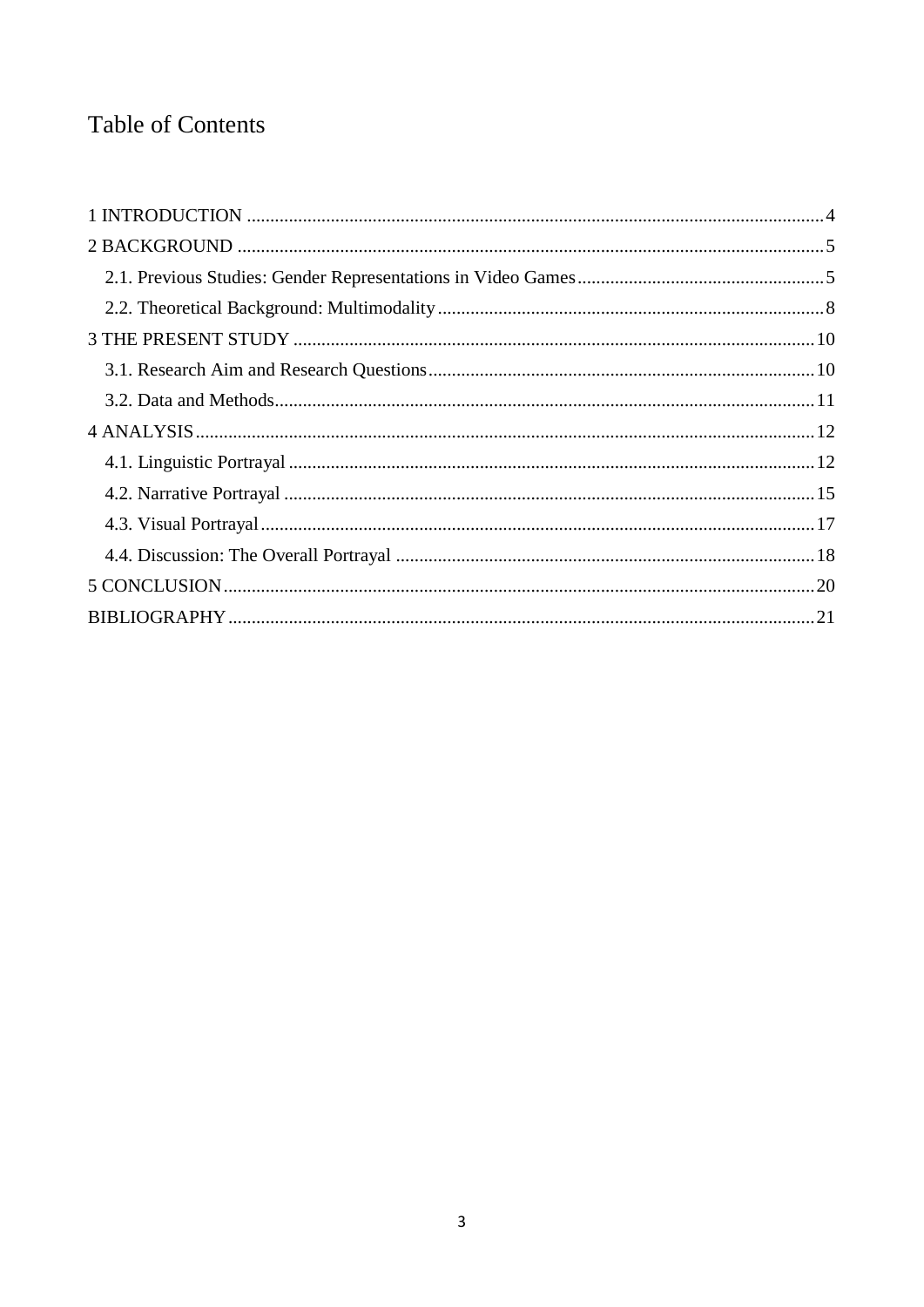# Table of Contents

1 INTRODUCTION ........................................................................................................................ 4

2 BACKGROUND ........................................................................................................................ 5

- 2.1. Previous Studies: Gender Representations in Video Games .................................................... 5
- 2.2. Theoretical Background: Multimodality .................................................................................. 8

3 THE PRESENT STUDY ........................................................................................................... 10

- 3.1. Research Aim and Research Questions .................................................................................. 10
- 3.2. Data and Methods ................................................................................................................... 11

4 ANALYSIS ................................................................................................................................ 12

- 4.1. Linguistic Portrayal ................................................................................................................ 12
- 4.2. Narrative Portrayal ................................................................................................................. 15
- 4.3. Visual Portrayal ...................................................................................................................... 17
- 4.4. Discussion: The Overall Portrayal .......................................................................................... 18

5 CONCLUSION .......................................................................................................................... 20

BIBLIOGRAPHY ......................................................................................................................... 21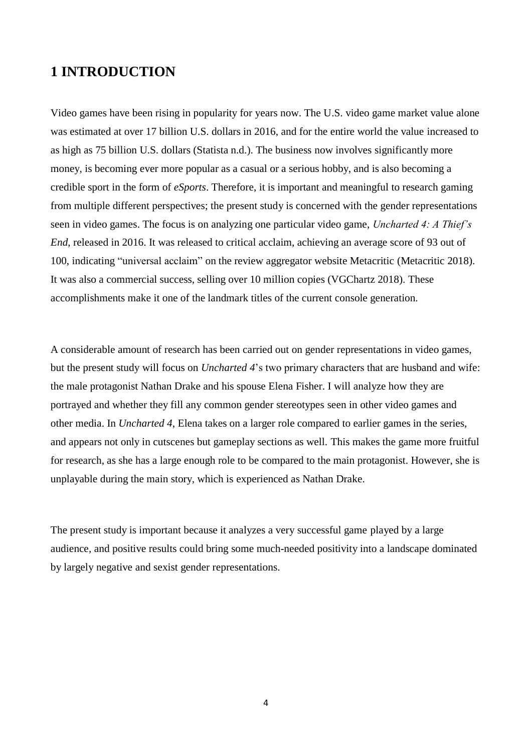# 1 INTRODUCTION

Video games have been rising in popularity for years now. The U.S. video game market value alone was estimated at over 17 billion U.S. dollars in 2016, and for the entire world the value increased to as high as 75 billion U.S. dollars (Statista n.d.). The business now involves significantly more money, is becoming ever more popular as a casual or a serious hobby, and is also becoming a credible sport in the form of *eSports*. Therefore, it is important and meaningful to research gaming from multiple different perspectives; the present study is concerned with the gender representations seen in video games. The focus is on analyzing one particular video game, *Uncharted 4: A Thief's End*, released in 2016. It was released to critical acclaim, achieving an average score of 93 out of 100, indicating "universal acclaim" on the review aggregator website Metacritic (Metacritic 2018). It was also a commercial success, selling over 10 million copies (VGChartz 2018). These accomplishments make it one of the landmark titles of the current console generation.

A considerable amount of research has been carried out on gender representations in video games, but the present study will focus on *Uncharted 4*'s two primary characters that are husband and wife: the male protagonist Nathan Drake and his spouse Elena Fisher. I will analyze how they are portrayed and whether they fill any common gender stereotypes seen in other video games and other media. In *Uncharted 4*, Elena takes on a larger role compared to earlier games in the series, and appears not only in cutscenes but gameplay sections as well. This makes the game more fruitful for research, as she has a large enough role to be compared to the main protagonist. However, she is unplayable during the main story, which is experienced as Nathan Drake.

The present study is important because it analyzes a very successful game played by a large audience, and positive results could bring some much-needed positivity into a landscape dominated by largely negative and sexist gender representations.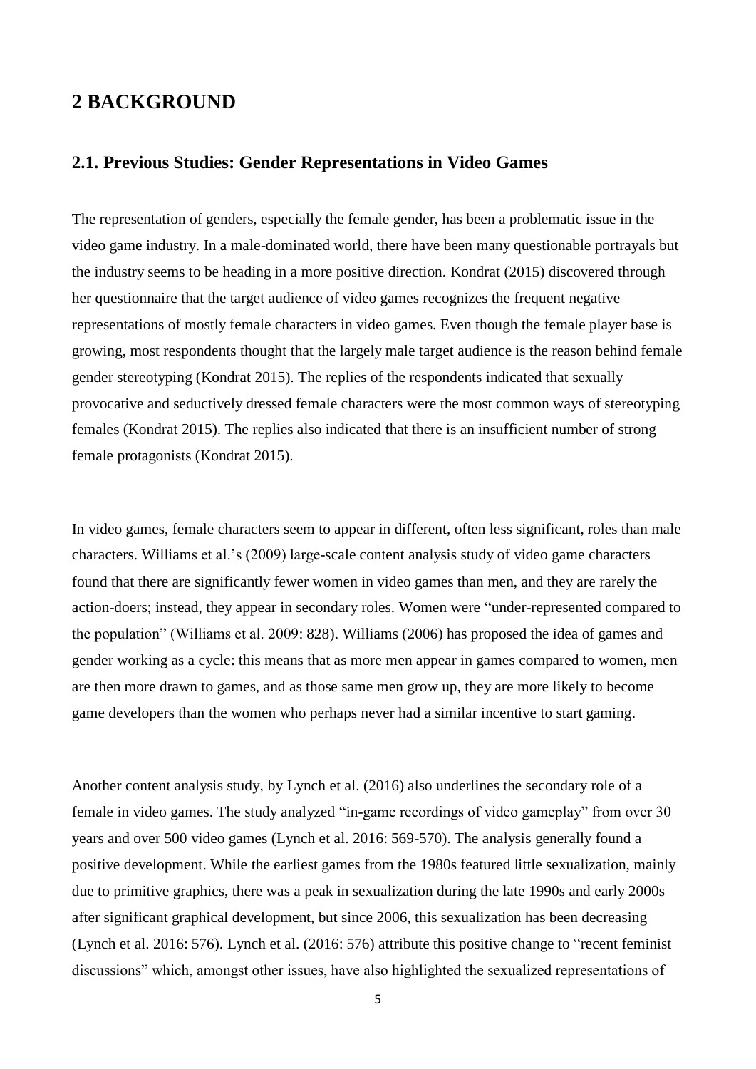# 2 BACKGROUND

## 2.1. Previous Studies: Gender Representations in Video Games

The representation of genders, especially the female gender, has been a problematic issue in the video game industry. In a male-dominated world, there have been many questionable portrayals but the industry seems to be heading in a more positive direction. Kondrat (2015) discovered through her questionnaire that the target audience of video games recognizes the frequent negative representations of mostly female characters in video games. Even though the female player base is growing, most respondents thought that the largely male target audience is the reason behind female gender stereotyping (Kondrat 2015). The replies of the respondents indicated that sexually provocative and seductively dressed female characters were the most common ways of stereotyping females (Kondrat 2015). The replies also indicated that there is an insufficient number of strong female protagonists (Kondrat 2015).

In video games, female characters seem to appear in different, often less significant, roles than male characters. Williams et al.'s (2009) large-scale content analysis study of video game characters found that there are significantly fewer women in video games than men, and they are rarely the action-doers; instead, they appear in secondary roles. Women were "under-represented compared to the population" (Williams et al. 2009: 828). Williams (2006) has proposed the idea of games and gender working as a cycle: this means that as more men appear in games compared to women, men are then more drawn to games, and as those same men grow up, they are more likely to become game developers than the women who perhaps never had a similar incentive to start gaming.

Another content analysis study, by Lynch et al. (2016) also underlines the secondary role of a female in video games. The study analyzed "in-game recordings of video gameplay" from over 30 years and over 500 video games (Lynch et al. 2016: 569-570). The analysis generally found a positive development. While the earliest games from the 1980s featured little sexualization, mainly due to primitive graphics, there was a peak in sexualization during the late 1990s and early 2000s after significant graphical development, but since 2006, this sexualization has been decreasing (Lynch et al. 2016: 576). Lynch et al. (2016: 576) attribute this positive change to "recent feminist discussions" which, amongst other issues, have also highlighted the sexualized representations of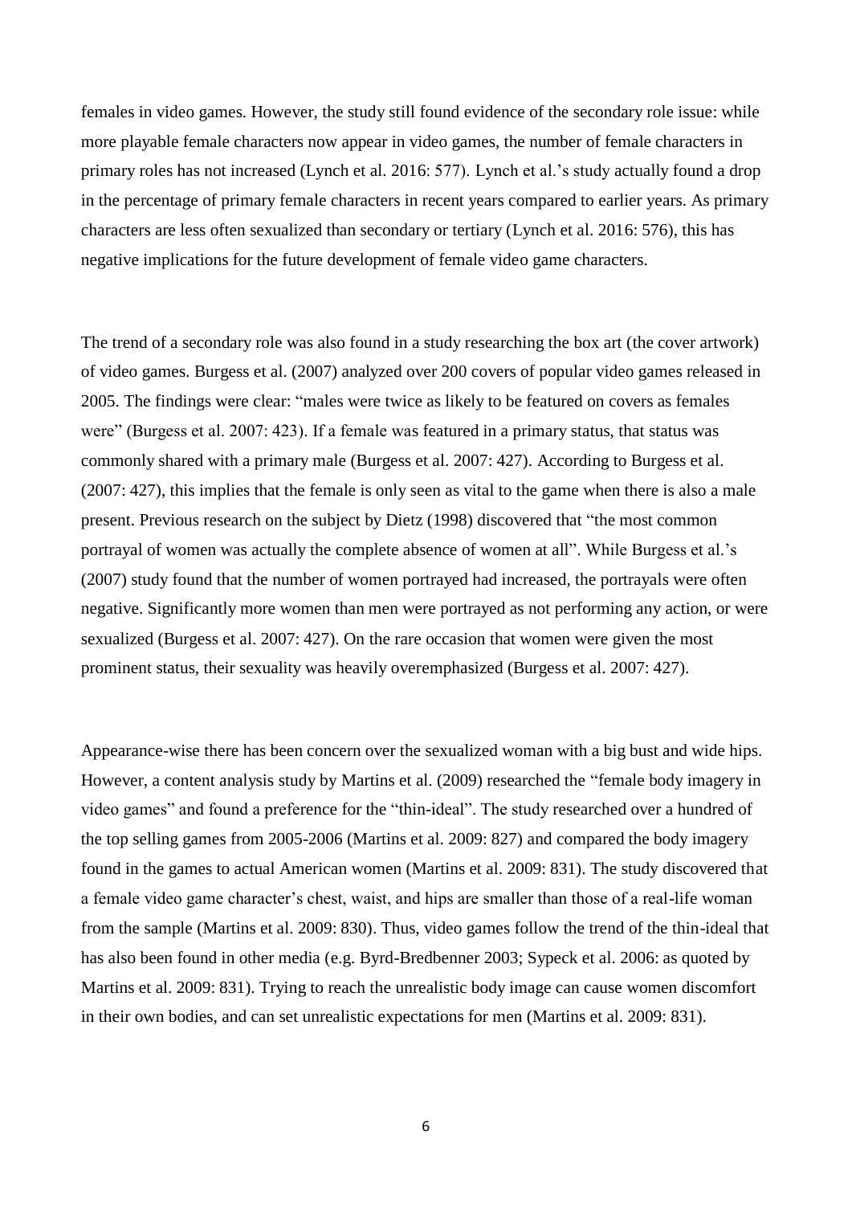females in video games. However, the study still found evidence of the secondary role issue: while more playable female characters now appear in video games, the number of female characters in primary roles has not increased (Lynch et al. 2016: 577). Lynch et al.'s study actually found a drop in the percentage of primary female characters in recent years compared to earlier years. As primary characters are less often sexualized than secondary or tertiary (Lynch et al. 2016: 576), this has negative implications for the future development of female video game characters.

The trend of a secondary role was also found in a study researching the box art (the cover artwork) of video games. Burgess et al. (2007) analyzed over 200 covers of popular video games released in 2005. The findings were clear: "males were twice as likely to be featured on covers as females were" (Burgess et al. 2007: 423). If a female was featured in a primary status, that status was commonly shared with a primary male (Burgess et al. 2007: 427). According to Burgess et al. (2007: 427), this implies that the female is only seen as vital to the game when there is also a male present. Previous research on the subject by Dietz (1998) discovered that "the most common portrayal of women was actually the complete absence of women at all". While Burgess et al.'s (2007) study found that the number of women portrayed had increased, the portrayals were often negative. Significantly more women than men were portrayed as not performing any action, or were sexualized (Burgess et al. 2007: 427). On the rare occasion that women were given the most prominent status, their sexuality was heavily overemphasized (Burgess et al. 2007: 427).

Appearance-wise there has been concern over the sexualized woman with a big bust and wide hips. However, a content analysis study by Martins et al. (2009) researched the "female body imagery in video games" and found a preference for the "thin-ideal". The study researched over a hundred of the top selling games from 2005-2006 (Martins et al. 2009: 827) and compared the body imagery found in the games to actual American women (Martins et al. 2009: 831). The study discovered that a female video game character's chest, waist, and hips are smaller than those of a real-life woman from the sample (Martins et al. 2009: 830). Thus, video games follow the trend of the thin-ideal that has also been found in other media (e.g. Byrd-Bredbenner 2003; Sypeck et al. 2006: as quoted by Martins et al. 2009: 831). Trying to reach the unrealistic body image can cause women discomfort in their own bodies, and can set unrealistic expectations for men (Martins et al. 2009: 831).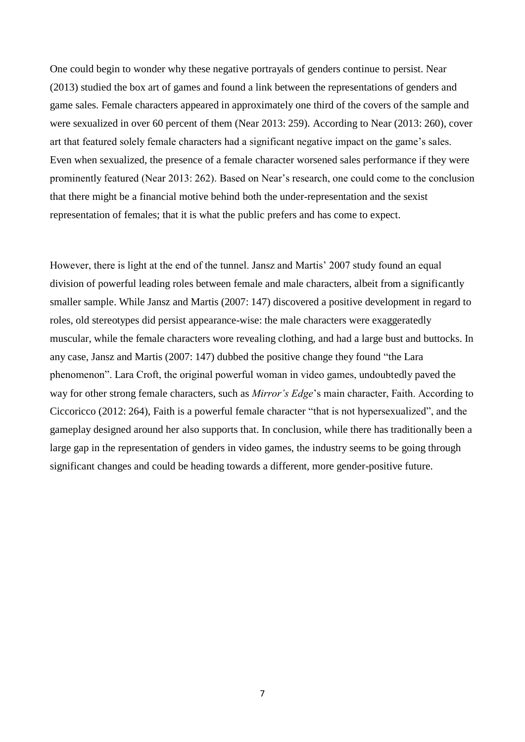One could begin to wonder why these negative portrayals of genders continue to persist. Near (2013) studied the box art of games and found a link between the representations of genders and game sales. Female characters appeared in approximately one third of the covers of the sample and were sexualized in over 60 percent of them (Near 2013: 259). According to Near (2013: 260), cover art that featured solely female characters had a significant negative impact on the game's sales. Even when sexualized, the presence of a female character worsened sales performance if they were prominently featured (Near 2013: 262). Based on Near's research, one could come to the conclusion that there might be a financial motive behind both the under-representation and the sexist representation of females; that it is what the public prefers and has come to expect.

However, there is light at the end of the tunnel. Jansz and Martis' 2007 study found an equal division of powerful leading roles between female and male characters, albeit from a significantly smaller sample. While Jansz and Martis (2007: 147) discovered a positive development in regard to roles, old stereotypes did persist appearance-wise: the male characters were exaggeratedly muscular, while the female characters wore revealing clothing, and had a large bust and buttocks. In any case, Jansz and Martis (2007: 147) dubbed the positive change they found "the Lara phenomenon". Lara Croft, the original powerful woman in video games, undoubtedly paved the way for other strong female characters, such as *Mirror's Edge*'s main character, Faith. According to Ciccoricco (2012: 264), Faith is a powerful female character "that is not hypersexualized", and the gameplay designed around her also supports that. In conclusion, while there has traditionally been a large gap in the representation of genders in video games, the industry seems to be going through significant changes and could be heading towards a different, more gender-positive future.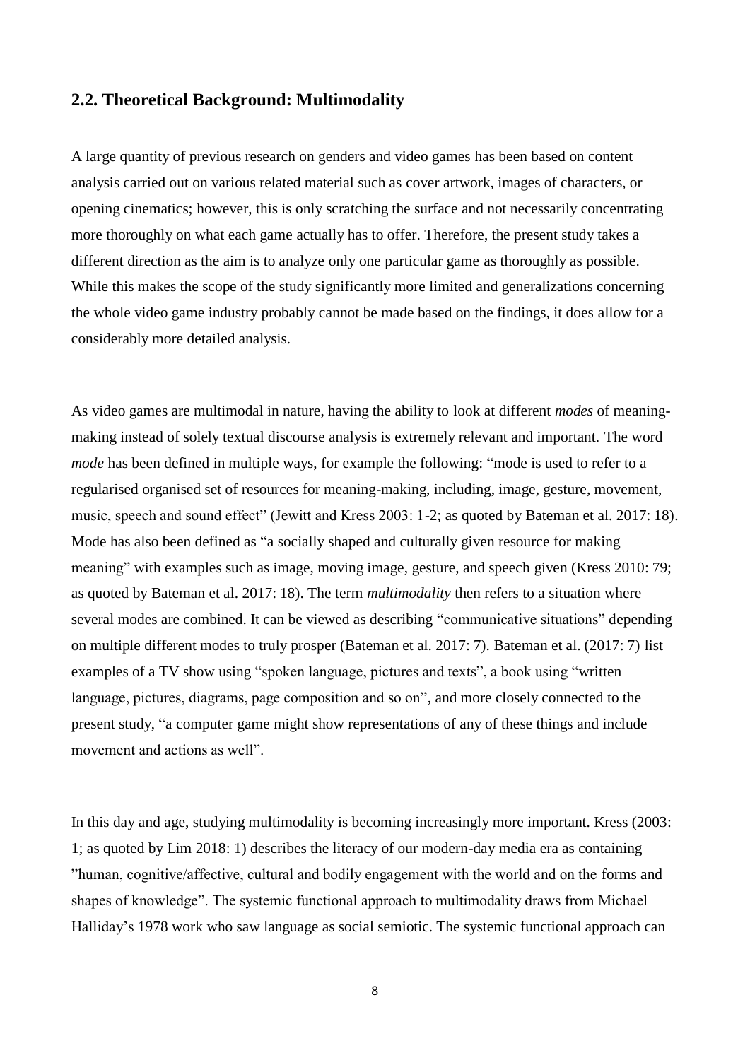## 2.2. Theoretical Background: Multimodality

A large quantity of previous research on genders and video games has been based on content analysis carried out on various related material such as cover artwork, images of characters, or opening cinematics; however, this is only scratching the surface and not necessarily concentrating more thoroughly on what each game actually has to offer. Therefore, the present study takes a different direction as the aim is to analyze only one particular game as thoroughly as possible. While this makes the scope of the study significantly more limited and generalizations concerning the whole video game industry probably cannot be made based on the findings, it does allow for a considerably more detailed analysis.

As video games are multimodal in nature, having the ability to look at different *modes* of meaning-making instead of solely textual discourse analysis is extremely relevant and important. The word *mode* has been defined in multiple ways, for example the following: "mode is used to refer to a regularised organised set of resources for meaning-making, including, image, gesture, movement, music, speech and sound effect" (Jewitt and Kress 2003: 1-2; as quoted by Bateman et al. 2017: 18). Mode has also been defined as "a socially shaped and culturally given resource for making meaning" with examples such as image, moving image, gesture, and speech given (Kress 2010: 79; as quoted by Bateman et al. 2017: 18). The term *multimodality* then refers to a situation where several modes are combined. It can be viewed as describing "communicative situations" depending on multiple different modes to truly prosper (Bateman et al. 2017: 7). Bateman et al. (2017: 7) list examples of a TV show using "spoken language, pictures and texts", a book using "written language, pictures, diagrams, page composition and so on", and more closely connected to the present study, "a computer game might show representations of any of these things and include movement and actions as well".

In this day and age, studying multimodality is becoming increasingly more important. Kress (2003: 1; as quoted by Lim 2018: 1) describes the literacy of our modern-day media era as containing "human, cognitive/affective, cultural and bodily engagement with the world and on the forms and shapes of knowledge". The systemic functional approach to multimodality draws from Michael Halliday's 1978 work who saw language as social semiotic. The systemic functional approach can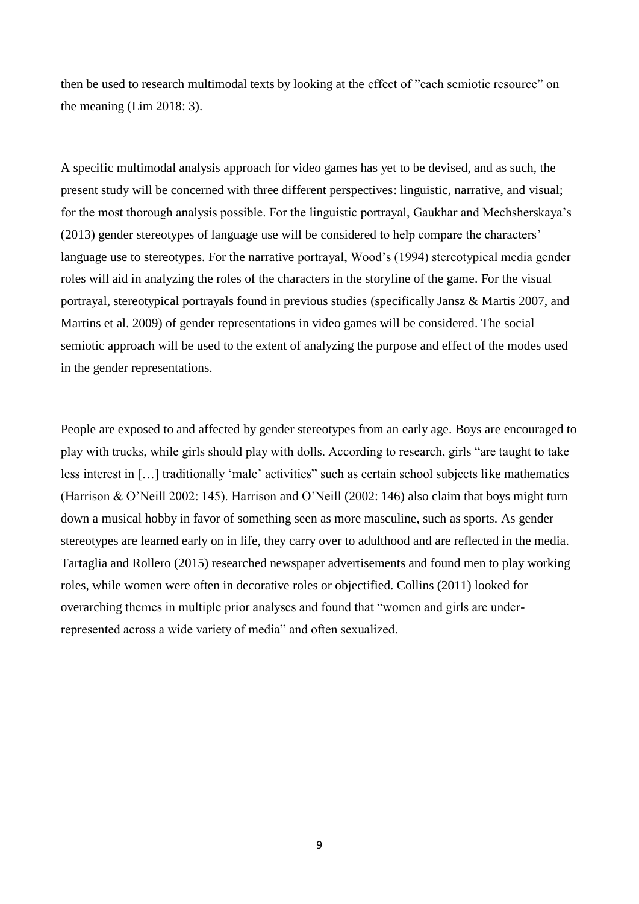then be used to research multimodal texts by looking at the effect of ”each semiotic resource” on the meaning (Lim 2018: 3).

A specific multimodal analysis approach for video games has yet to be devised, and as such, the present study will be concerned with three different perspectives: linguistic, narrative, and visual; for the most thorough analysis possible. For the linguistic portrayal, Gaukhar and Mechsherskaya’s (2013) gender stereotypes of language use will be considered to help compare the characters’ language use to stereotypes. For the narrative portrayal, Wood’s (1994) stereotypical media gender roles will aid in analyzing the roles of the characters in the storyline of the game. For the visual portrayal, stereotypical portrayals found in previous studies (specifically Jansz & Martis 2007, and Martins et al. 2009) of gender representations in video games will be considered. The social semiotic approach will be used to the extent of analyzing the purpose and effect of the modes used in the gender representations.

People are exposed to and affected by gender stereotypes from an early age. Boys are encouraged to play with trucks, while girls should play with dolls. According to research, girls “are taught to take less interest in […] traditionally ‘male’ activities” such as certain school subjects like mathematics (Harrison & O’Neill 2002: 145). Harrison and O’Neill (2002: 146) also claim that boys might turn down a musical hobby in favor of something seen as more masculine, such as sports. As gender stereotypes are learned early on in life, they carry over to adulthood and are reflected in the media. Tartaglia and Rollero (2015) researched newspaper advertisements and found men to play working roles, while women were often in decorative roles or objectified. Collins (2011) looked for overarching themes in multiple prior analyses and found that “women and girls are under-represented across a wide variety of media” and often sexualized.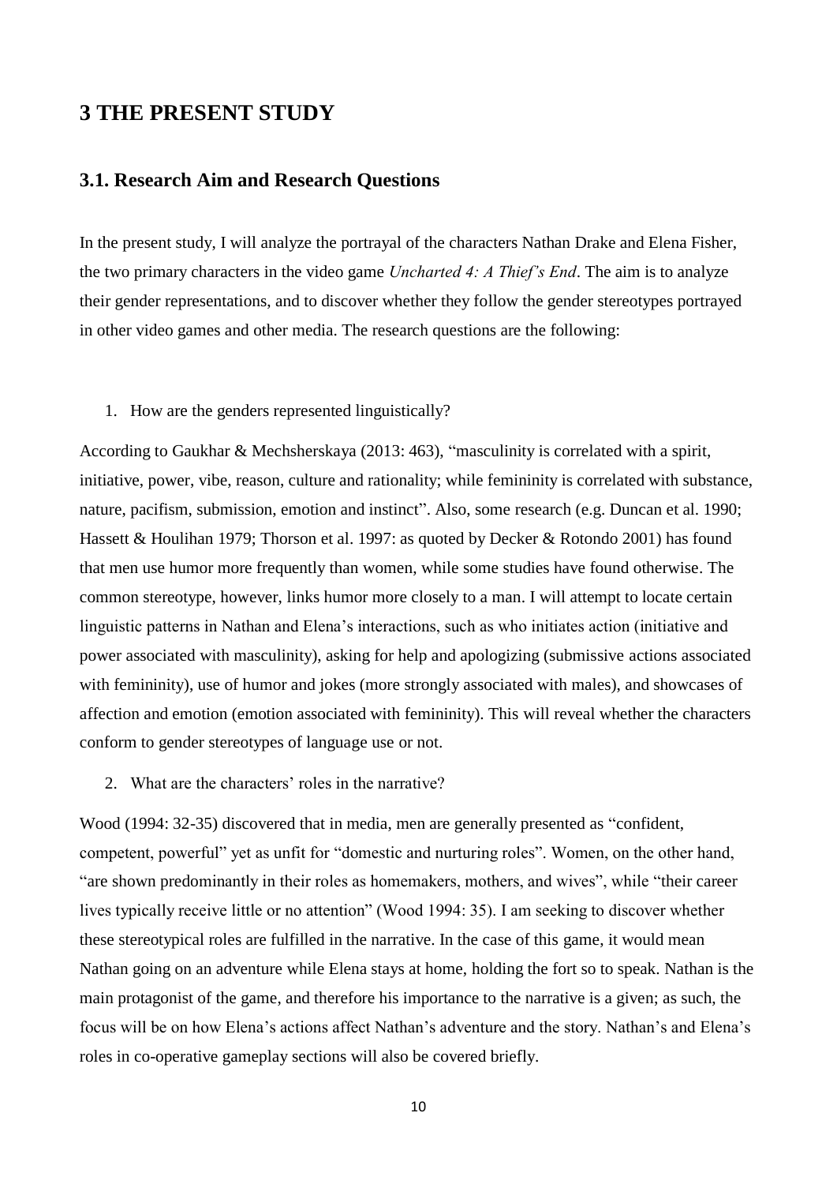# 3 THE PRESENT STUDY

## 3.1. Research Aim and Research Questions

In the present study, I will analyze the portrayal of the characters Nathan Drake and Elena Fisher, the two primary characters in the video game *Uncharted 4: A Thief's End*. The aim is to analyze their gender representations, and to discover whether they follow the gender stereotypes portrayed in other video games and other media. The research questions are the following:

1. How are the genders represented linguistically?

According to Gaukhar & Mechsherskaya (2013: 463), "masculinity is correlated with a spirit, initiative, power, vibe, reason, culture and rationality; while femininity is correlated with substance, nature, pacifism, submission, emotion and instinct". Also, some research (e.g. Duncan et al. 1990; Hassett & Houlihan 1979; Thorson et al. 1997: as quoted by Decker & Rotondo 2001) has found that men use humor more frequently than women, while some studies have found otherwise. The common stereotype, however, links humor more closely to a man. I will attempt to locate certain linguistic patterns in Nathan and Elena's interactions, such as who initiates action (initiative and power associated with masculinity), asking for help and apologizing (submissive actions associated with femininity), use of humor and jokes (more strongly associated with males), and showcases of affection and emotion (emotion associated with femininity). This will reveal whether the characters conform to gender stereotypes of language use or not.

2. What are the characters' roles in the narrative?

Wood (1994: 32-35) discovered that in media, men are generally presented as "confident, competent, powerful" yet as unfit for "domestic and nurturing roles". Women, on the other hand, "are shown predominantly in their roles as homemakers, mothers, and wives", while "their career lives typically receive little or no attention" (Wood 1994: 35). I am seeking to discover whether these stereotypical roles are fulfilled in the narrative. In the case of this game, it would mean Nathan going on an adventure while Elena stays at home, holding the fort so to speak. Nathan is the main protagonist of the game, and therefore his importance to the narrative is a given; as such, the focus will be on how Elena's actions affect Nathan's adventure and the story. Nathan's and Elena's roles in co-operative gameplay sections will also be covered briefly.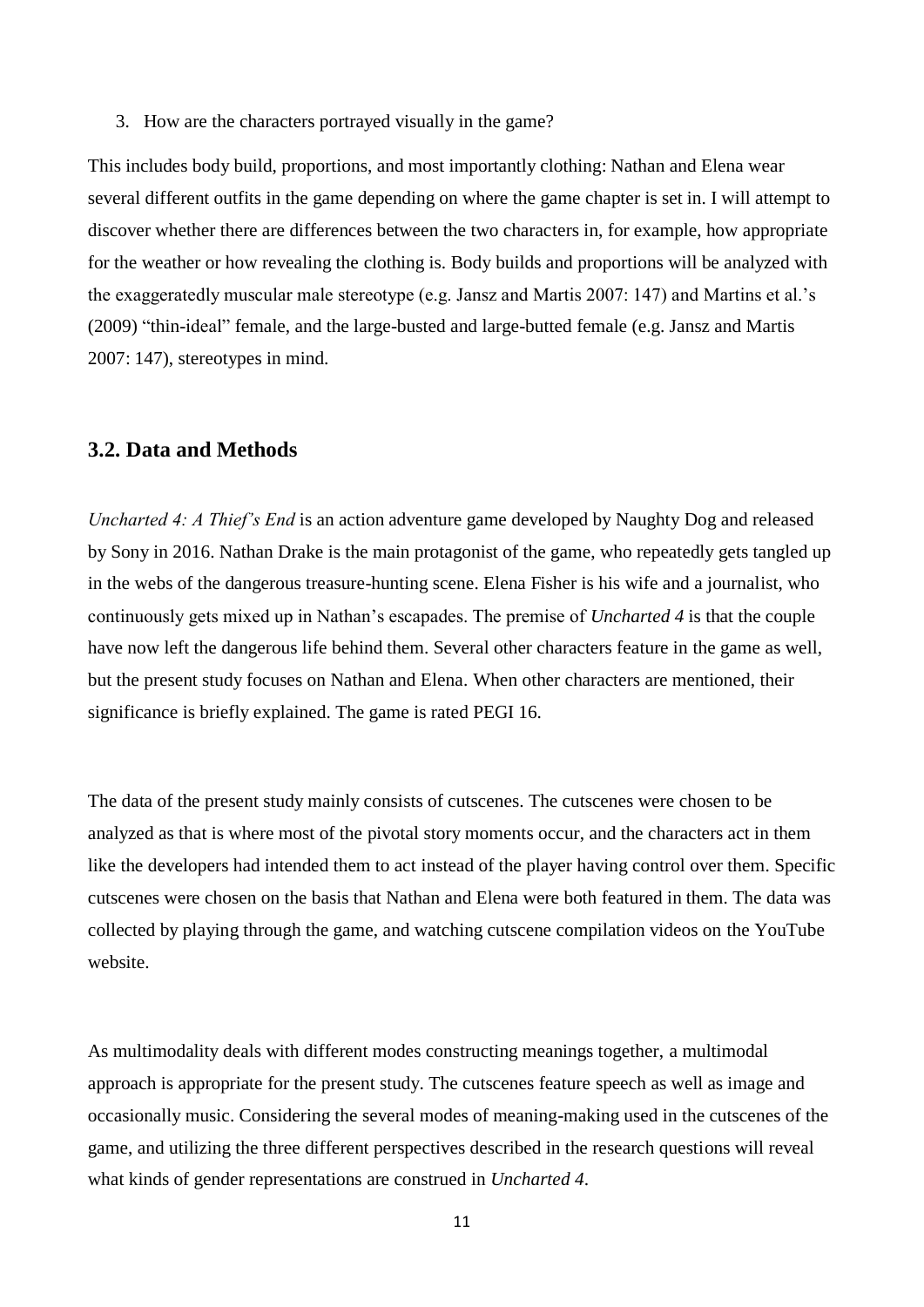3. How are the characters portrayed visually in the game?

This includes body build, proportions, and most importantly clothing: Nathan and Elena wear several different outfits in the game depending on where the game chapter is set in. I will attempt to discover whether there are differences between the two characters in, for example, how appropriate for the weather or how revealing the clothing is. Body builds and proportions will be analyzed with the exaggeratedly muscular male stereotype (e.g. Jansz and Martis 2007: 147) and Martins et al.'s (2009) "thin-ideal" female, and the large-busted and large-butted female (e.g. Jansz and Martis 2007: 147), stereotypes in mind.

## 3.2. Data and Methods

*Uncharted 4: A Thief's End* is an action adventure game developed by Naughty Dog and released by Sony in 2016. Nathan Drake is the main protagonist of the game, who repeatedly gets tangled up in the webs of the dangerous treasure-hunting scene. Elena Fisher is his wife and a journalist, who continuously gets mixed up in Nathan's escapades. The premise of *Uncharted 4* is that the couple have now left the dangerous life behind them. Several other characters feature in the game as well, but the present study focuses on Nathan and Elena. When other characters are mentioned, their significance is briefly explained. The game is rated PEGI 16.

The data of the present study mainly consists of cutscenes. The cutscenes were chosen to be analyzed as that is where most of the pivotal story moments occur, and the characters act in them like the developers had intended them to act instead of the player having control over them. Specific cutscenes were chosen on the basis that Nathan and Elena were both featured in them. The data was collected by playing through the game, and watching cutscene compilation videos on the YouTube website.

As multimodality deals with different modes constructing meanings together, a multimodal approach is appropriate for the present study. The cutscenes feature speech as well as image and occasionally music. Considering the several modes of meaning-making used in the cutscenes of the game, and utilizing the three different perspectives described in the research questions will reveal what kinds of gender representations are construed in *Uncharted 4*.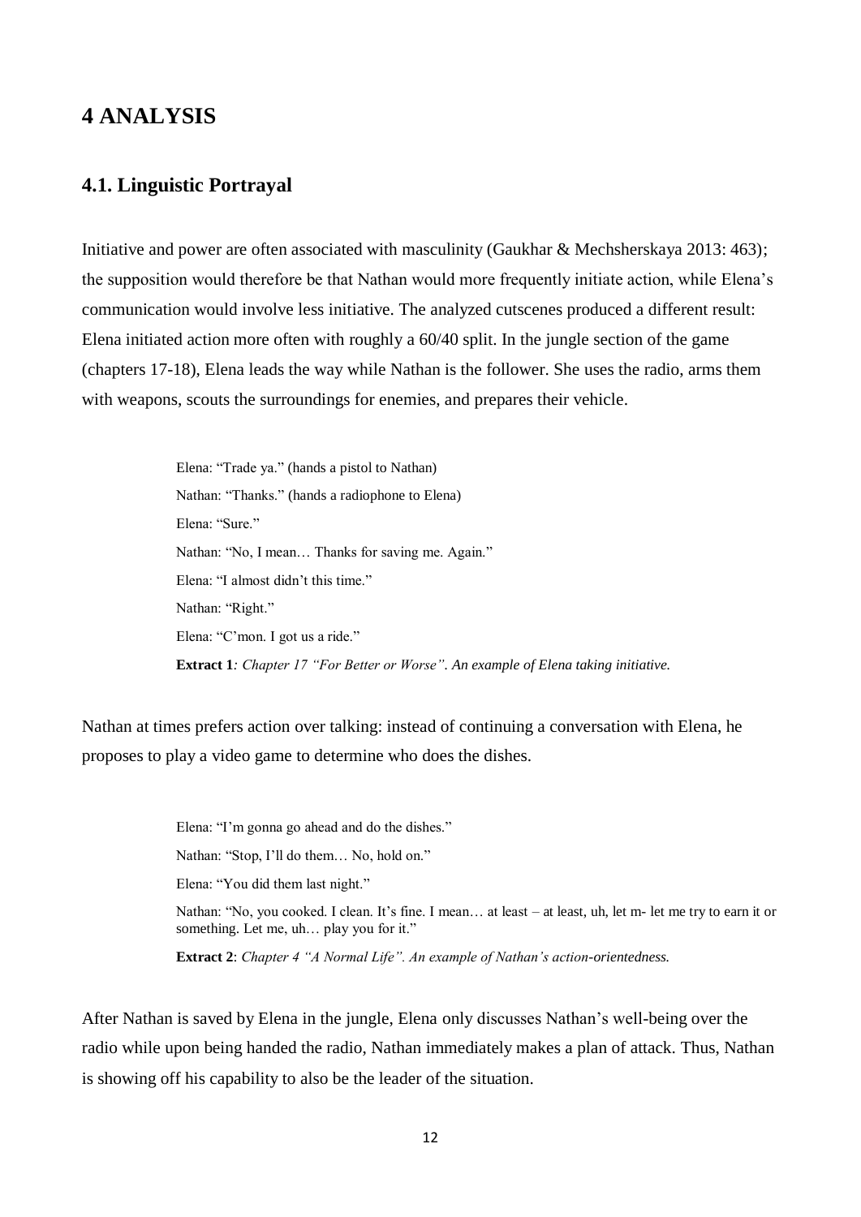# 4 ANALYSIS

## 4.1. Linguistic Portrayal

Initiative and power are often associated with masculinity (Gaukhar & Mechsherskaya 2013: 463); the supposition would therefore be that Nathan would more frequently initiate action, while Elena's communication would involve less initiative. The analyzed cutscenes produced a different result: Elena initiated action more often with roughly a 60/40 split. In the jungle section of the game (chapters 17-18), Elena leads the way while Nathan is the follower. She uses the radio, arms them with weapons, scouts the surroundings for enemies, and prepares their vehicle.

> Elena: "Trade ya." (hands a pistol to Nathan)
>
> Nathan: "Thanks." (hands a radiophone to Elena)
>
> Elena: "Sure."
>
> Nathan: "No, I mean… Thanks for saving me. Again."
>
> Elena: "I almost didn't this time."
>
> Nathan: "Right."
>
> Elena: "C'mon. I got us a ride."
>
> **Extract 1***: Chapter 17 "For Better or Worse". An example of Elena taking initiative.*

Nathan at times prefers action over talking: instead of continuing a conversation with Elena, he proposes to play a video game to determine who does the dishes.

> Elena: "I'm gonna go ahead and do the dishes."
>
> Nathan: "Stop, I'll do them… No, hold on."
>
> Elena: "You did them last night."
>
> Nathan: "No, you cooked. I clean. It's fine. I mean… at least – at least, uh, let m- let me try to earn it or something. Let me, uh… play you for it."
>
> **Extract 2**: *Chapter 4 "A Normal Life". An example of Nathan's action-orientedness.*

After Nathan is saved by Elena in the jungle, Elena only discusses Nathan's well-being over the radio while upon being handed the radio, Nathan immediately makes a plan of attack. Thus, Nathan is showing off his capability to also be the leader of the situation.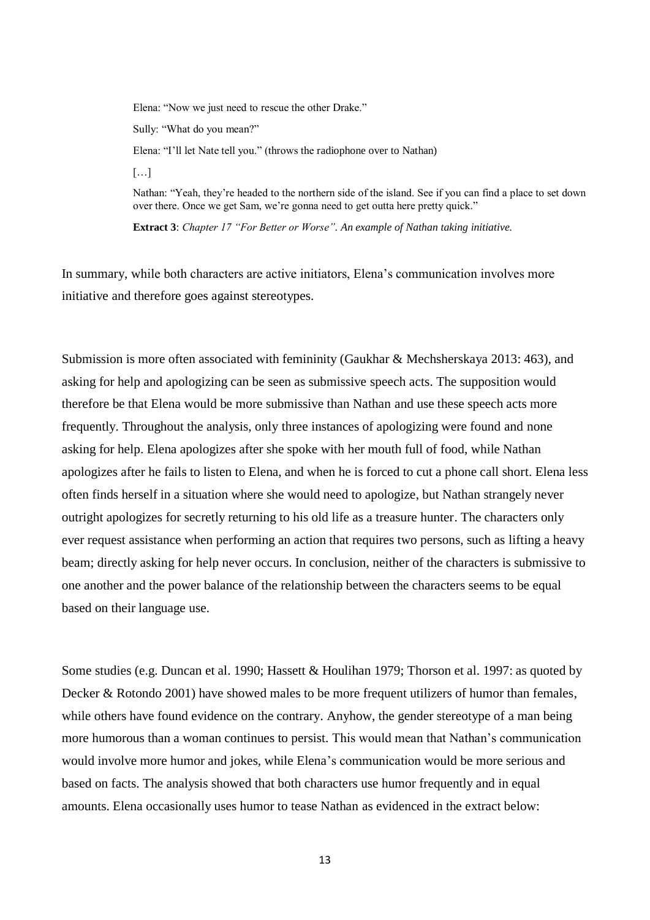Elena: "Now we just need to rescue the other Drake."

Sully: "What do you mean?"

Elena: "I'll let Nate tell you." (throws the radiophone over to Nathan)

[…]

Nathan: "Yeah, they're headed to the northern side of the island. See if you can find a place to set down over there. Once we get Sam, we're gonna need to get outta here pretty quick."

**Extract 3**: *Chapter 17 "For Better or Worse". An example of Nathan taking initiative.*

In summary, while both characters are active initiators, Elena's communication involves more initiative and therefore goes against stereotypes.

Submission is more often associated with femininity (Gaukhar & Mechsherskaya 2013: 463), and asking for help and apologizing can be seen as submissive speech acts. The supposition would therefore be that Elena would be more submissive than Nathan and use these speech acts more frequently. Throughout the analysis, only three instances of apologizing were found and none asking for help. Elena apologizes after she spoke with her mouth full of food, while Nathan apologizes after he fails to listen to Elena, and when he is forced to cut a phone call short. Elena less often finds herself in a situation where she would need to apologize, but Nathan strangely never outright apologizes for secretly returning to his old life as a treasure hunter. The characters only ever request assistance when performing an action that requires two persons, such as lifting a heavy beam; directly asking for help never occurs. In conclusion, neither of the characters is submissive to one another and the power balance of the relationship between the characters seems to be equal based on their language use.

Some studies (e.g. Duncan et al. 1990; Hassett & Houlihan 1979; Thorson et al. 1997: as quoted by Decker & Rotondo 2001) have showed males to be more frequent utilizers of humor than females, while others have found evidence on the contrary. Anyhow, the gender stereotype of a man being more humorous than a woman continues to persist. This would mean that Nathan's communication would involve more humor and jokes, while Elena's communication would be more serious and based on facts. The analysis showed that both characters use humor frequently and in equal amounts. Elena occasionally uses humor to tease Nathan as evidenced in the extract below: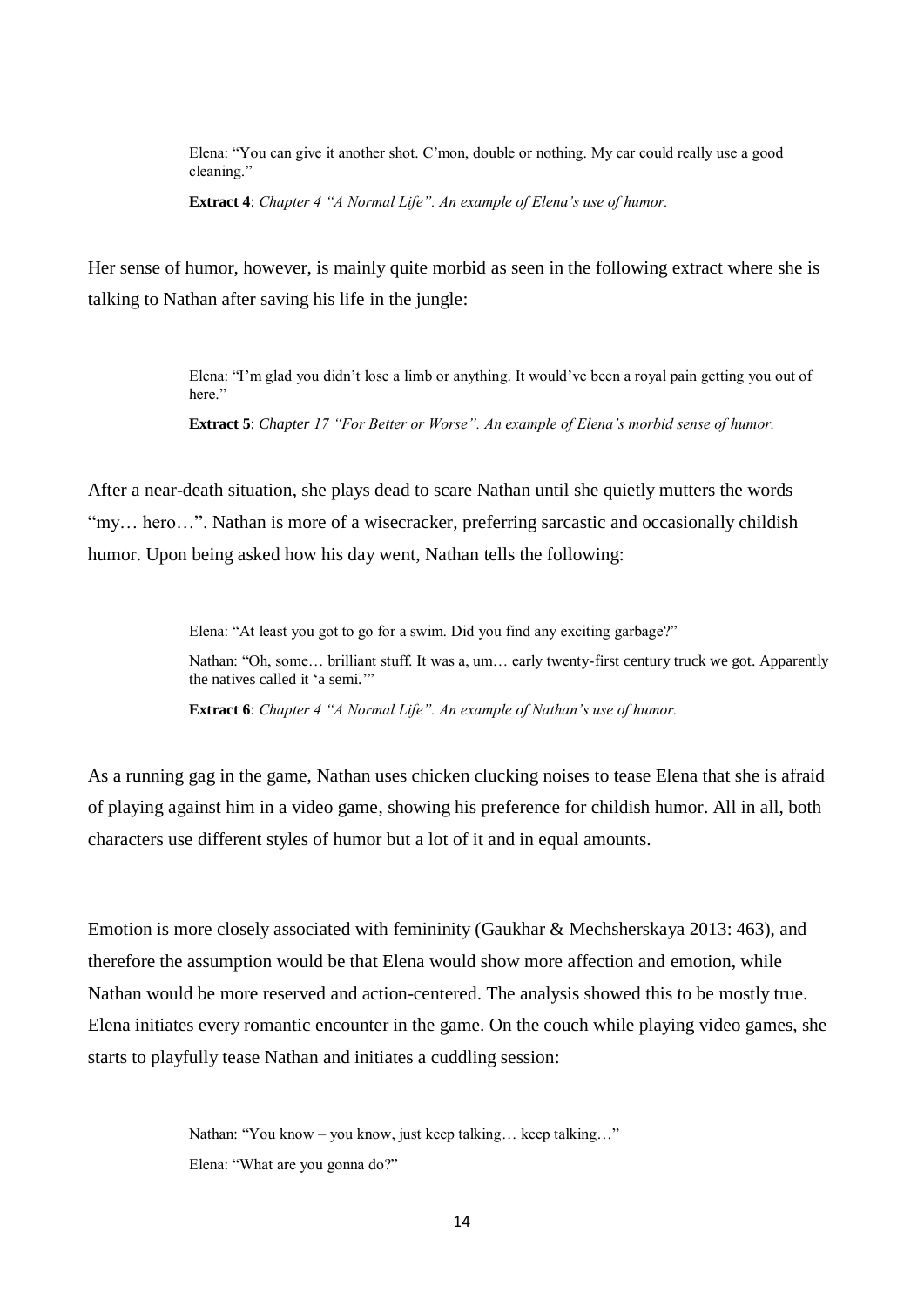> Elena: "You can give it another shot. C'mon, double or nothing. My car could really use a good cleaning."
>
> **Extract 4**: *Chapter 4 "A Normal Life". An example of Elena's use of humor.*

Her sense of humor, however, is mainly quite morbid as seen in the following extract where she is talking to Nathan after saving his life in the jungle:

> Elena: "I'm glad you didn't lose a limb or anything. It would've been a royal pain getting you out of here."
>
> **Extract 5**: *Chapter 17 "For Better or Worse". An example of Elena's morbid sense of humor.*

After a near-death situation, she plays dead to scare Nathan until she quietly mutters the words "my… hero…". Nathan is more of a wisecracker, preferring sarcastic and occasionally childish humor. Upon being asked how his day went, Nathan tells the following:

> Elena: "At least you got to go for a swim. Did you find any exciting garbage?"
>
> Nathan: "Oh, some… brilliant stuff. It was a, um… early twenty-first century truck we got. Apparently the natives called it 'a semi.'"
>
> **Extract 6**: *Chapter 4 "A Normal Life". An example of Nathan's use of humor.*

As a running gag in the game, Nathan uses chicken clucking noises to tease Elena that she is afraid of playing against him in a video game, showing his preference for childish humor. All in all, both characters use different styles of humor but a lot of it and in equal amounts.

Emotion is more closely associated with femininity (Gaukhar & Mechsherskaya 2013: 463), and therefore the assumption would be that Elena would show more affection and emotion, while Nathan would be more reserved and action-centered. The analysis showed this to be mostly true. Elena initiates every romantic encounter in the game. On the couch while playing video games, she starts to playfully tease Nathan and initiates a cuddling session:

> Nathan: "You know – you know, just keep talking… keep talking…"
>
> Elena: "What are you gonna do?"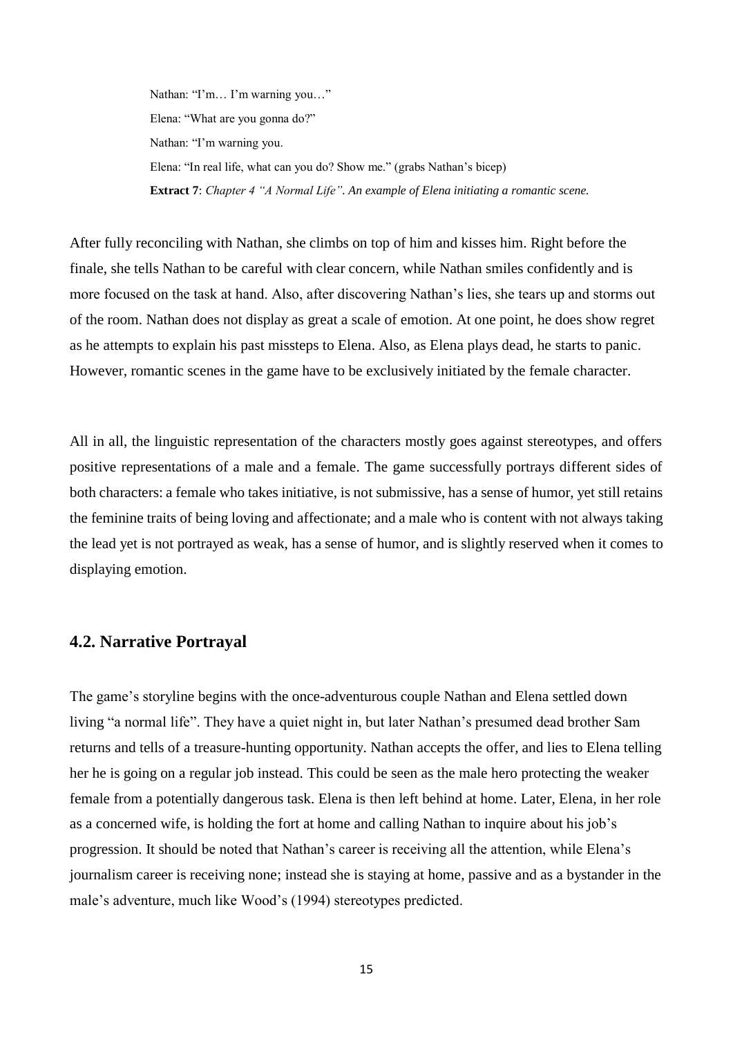Nathan: "I'm… I'm warning you…"

Elena: "What are you gonna do?"

Nathan: "I'm warning you.

Elena: "In real life, what can you do? Show me." (grabs Nathan's bicep)

**Extract 7**: *Chapter 4 "A Normal Life". An example of Elena initiating a romantic scene.*

After fully reconciling with Nathan, she climbs on top of him and kisses him. Right before the finale, she tells Nathan to be careful with clear concern, while Nathan smiles confidently and is more focused on the task at hand. Also, after discovering Nathan's lies, she tears up and storms out of the room. Nathan does not display as great a scale of emotion. At one point, he does show regret as he attempts to explain his past missteps to Elena. Also, as Elena plays dead, he starts to panic. However, romantic scenes in the game have to be exclusively initiated by the female character.

All in all, the linguistic representation of the characters mostly goes against stereotypes, and offers positive representations of a male and a female. The game successfully portrays different sides of both characters: a female who takes initiative, is not submissive, has a sense of humor, yet still retains the feminine traits of being loving and affectionate; and a male who is content with not always taking the lead yet is not portrayed as weak, has a sense of humor, and is slightly reserved when it comes to displaying emotion.

## 4.2. Narrative Portrayal

The game's storyline begins with the once-adventurous couple Nathan and Elena settled down living "a normal life". They have a quiet night in, but later Nathan's presumed dead brother Sam returns and tells of a treasure-hunting opportunity. Nathan accepts the offer, and lies to Elena telling her he is going on a regular job instead. This could be seen as the male hero protecting the weaker female from a potentially dangerous task. Elena is then left behind at home. Later, Elena, in her role as a concerned wife, is holding the fort at home and calling Nathan to inquire about his job's progression. It should be noted that Nathan's career is receiving all the attention, while Elena's journalism career is receiving none; instead she is staying at home, passive and as a bystander in the male's adventure, much like Wood's (1994) stereotypes predicted.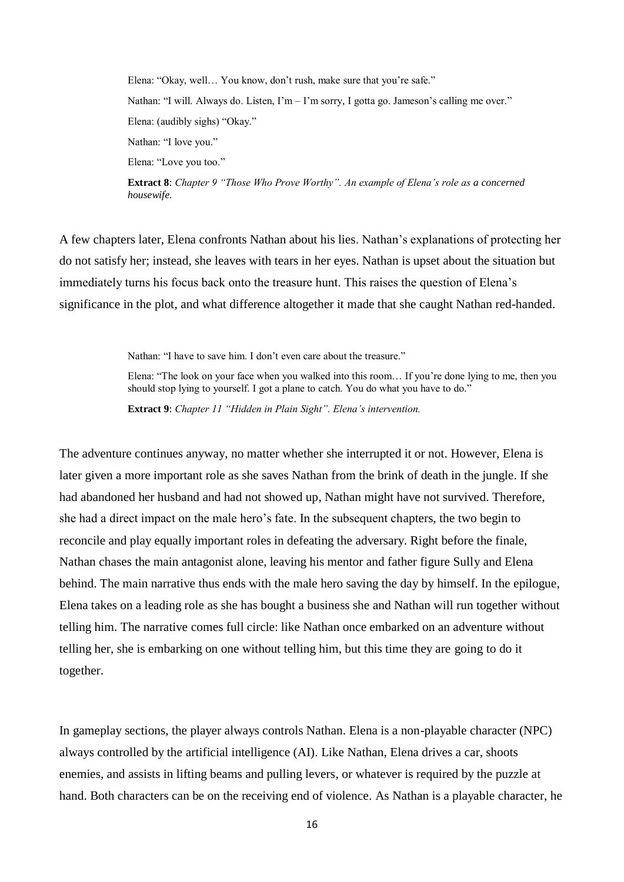> Elena: "Okay, well… You know, don't rush, make sure that you're safe."
>
> Nathan: "I will. Always do. Listen, I'm – I'm sorry, I gotta go. Jameson's calling me over."
>
> Elena: (audibly sighs) "Okay."
>
> Nathan: "I love you."
>
> Elena: "Love you too."
>
> **Extract 8**: *Chapter 9 "Those Who Prove Worthy". An example of Elena's role as a concerned housewife.*

A few chapters later, Elena confronts Nathan about his lies. Nathan's explanations of protecting her do not satisfy her; instead, she leaves with tears in her eyes. Nathan is upset about the situation but immediately turns his focus back onto the treasure hunt. This raises the question of Elena's significance in the plot, and what difference altogether it made that she caught Nathan red-handed.

> Nathan: "I have to save him. I don't even care about the treasure."
>
> Elena: "The look on your face when you walked into this room… If you're done lying to me, then you should stop lying to yourself. I got a plane to catch. You do what you have to do."
>
> **Extract 9**: *Chapter 11 "Hidden in Plain Sight". Elena's intervention.*

The adventure continues anyway, no matter whether she interrupted it or not. However, Elena is later given a more important role as she saves Nathan from the brink of death in the jungle. If she had abandoned her husband and had not showed up, Nathan might have not survived. Therefore, she had a direct impact on the male hero's fate. In the subsequent chapters, the two begin to reconcile and play equally important roles in defeating the adversary. Right before the finale, Nathan chases the main antagonist alone, leaving his mentor and father figure Sully and Elena behind. The main narrative thus ends with the male hero saving the day by himself. In the epilogue, Elena takes on a leading role as she has bought a business she and Nathan will run together without telling him. The narrative comes full circle: like Nathan once embarked on an adventure without telling her, she is embarking on one without telling him, but this time they are going to do it together.

In gameplay sections, the player always controls Nathan. Elena is a non-playable character (NPC) always controlled by the artificial intelligence (AI). Like Nathan, Elena drives a car, shoots enemies, and assists in lifting beams and pulling levers, or whatever is required by the puzzle at hand. Both characters can be on the receiving end of violence. As Nathan is a playable character, he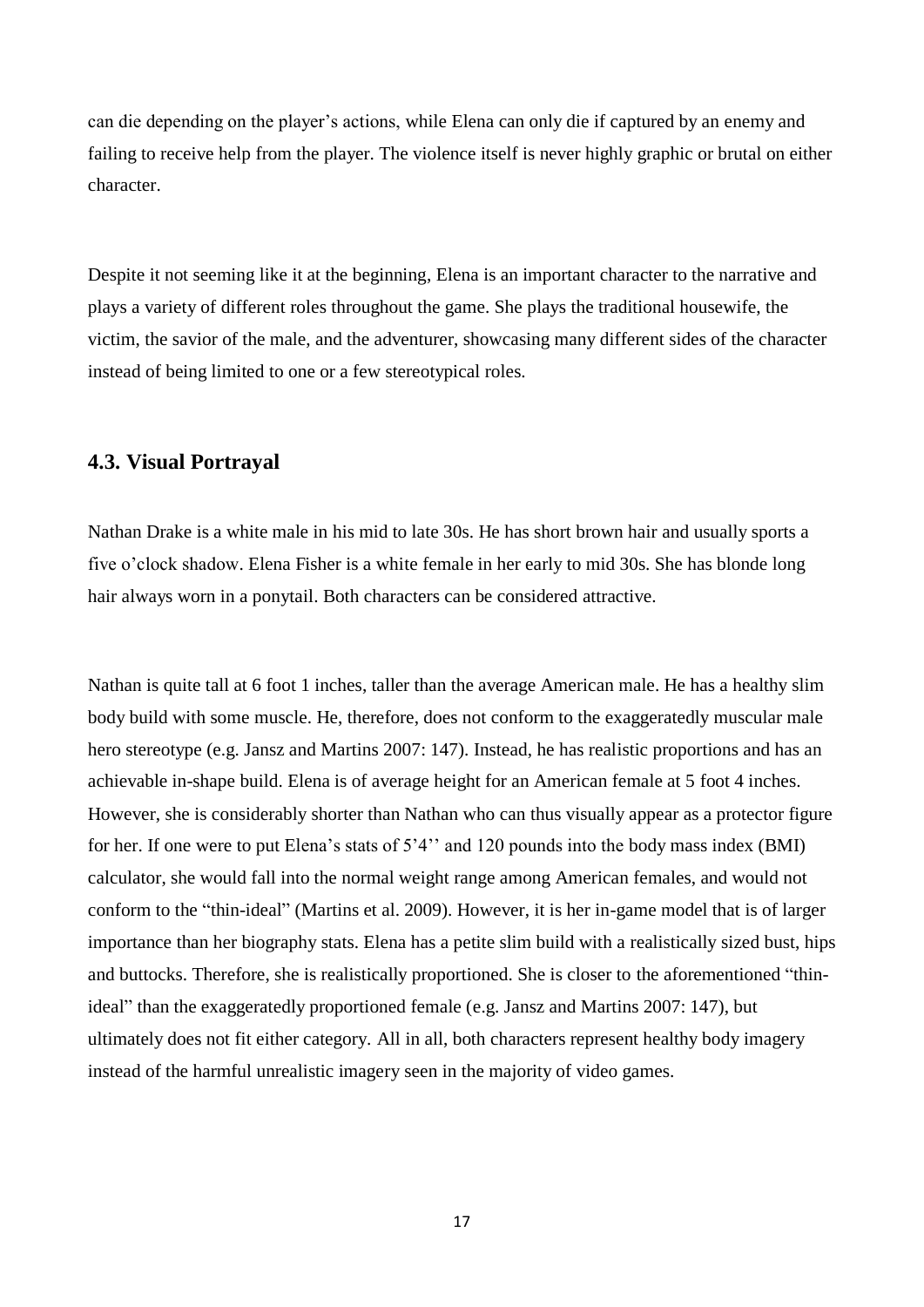can die depending on the player's actions, while Elena can only die if captured by an enemy and failing to receive help from the player. The violence itself is never highly graphic or brutal on either character.

Despite it not seeming like it at the beginning, Elena is an important character to the narrative and plays a variety of different roles throughout the game. She plays the traditional housewife, the victim, the savior of the male, and the adventurer, showcasing many different sides of the character instead of being limited to one or a few stereotypical roles.

## 4.3. Visual Portrayal

Nathan Drake is a white male in his mid to late 30s. He has short brown hair and usually sports a five o'clock shadow. Elena Fisher is a white female in her early to mid 30s. She has blonde long hair always worn in a ponytail. Both characters can be considered attractive.

Nathan is quite tall at 6 foot 1 inches, taller than the average American male. He has a healthy slim body build with some muscle. He, therefore, does not conform to the exaggeratedly muscular male hero stereotype (e.g. Jansz and Martins 2007: 147). Instead, he has realistic proportions and has an achievable in-shape build. Elena is of average height for an American female at 5 foot 4 inches. However, she is considerably shorter than Nathan who can thus visually appear as a protector figure for her. If one were to put Elena's stats of 5'4'' and 120 pounds into the body mass index (BMI) calculator, she would fall into the normal weight range among American females, and would not conform to the "thin-ideal" (Martins et al. 2009). However, it is her in-game model that is of larger importance than her biography stats. Elena has a petite slim build with a realistically sized bust, hips and buttocks. Therefore, she is realistically proportioned. She is closer to the aforementioned "thin-ideal" than the exaggeratedly proportioned female (e.g. Jansz and Martins 2007: 147), but ultimately does not fit either category. All in all, both characters represent healthy body imagery instead of the harmful unrealistic imagery seen in the majority of video games.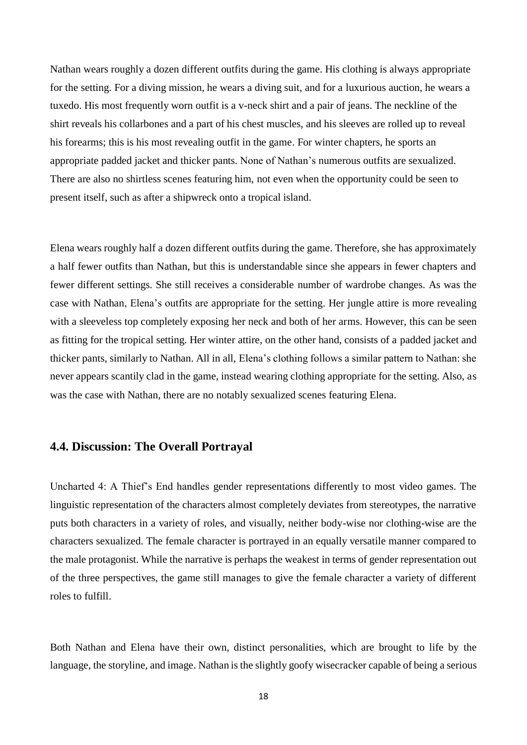Nathan wears roughly a dozen different outfits during the game. His clothing is always appropriate for the setting. For a diving mission, he wears a diving suit, and for a luxurious auction, he wears a tuxedo. His most frequently worn outfit is a v-neck shirt and a pair of jeans. The neckline of the shirt reveals his collarbones and a part of his chest muscles, and his sleeves are rolled up to reveal his forearms; this is his most revealing outfit in the game. For winter chapters, he sports an appropriate padded jacket and thicker pants. None of Nathan's numerous outfits are sexualized. There are also no shirtless scenes featuring him, not even when the opportunity could be seen to present itself, such as after a shipwreck onto a tropical island.

Elena wears roughly half a dozen different outfits during the game. Therefore, she has approximately a half fewer outfits than Nathan, but this is understandable since she appears in fewer chapters and fewer different settings. She still receives a considerable number of wardrobe changes. As was the case with Nathan, Elena's outfits are appropriate for the setting. Her jungle attire is more revealing with a sleeveless top completely exposing her neck and both of her arms. However, this can be seen as fitting for the tropical setting. Her winter attire, on the other hand, consists of a padded jacket and thicker pants, similarly to Nathan. All in all, Elena's clothing follows a similar pattern to Nathan: she never appears scantily clad in the game, instead wearing clothing appropriate for the setting. Also, as was the case with Nathan, there are no notably sexualized scenes featuring Elena.

### 4.4. Discussion: The Overall Portrayal

Uncharted 4: A Thief's End handles gender representations differently to most video games. The linguistic representation of the characters almost completely deviates from stereotypes, the narrative puts both characters in a variety of roles, and visually, neither body-wise nor clothing-wise are the characters sexualized. The female character is portrayed in an equally versatile manner compared to the male protagonist. While the narrative is perhaps the weakest in terms of gender representation out of the three perspectives, the game still manages to give the female character a variety of different roles to fulfill.

Both Nathan and Elena have their own, distinct personalities, which are brought to life by the language, the storyline, and image. Nathan is the slightly goofy wisecracker capable of being a serious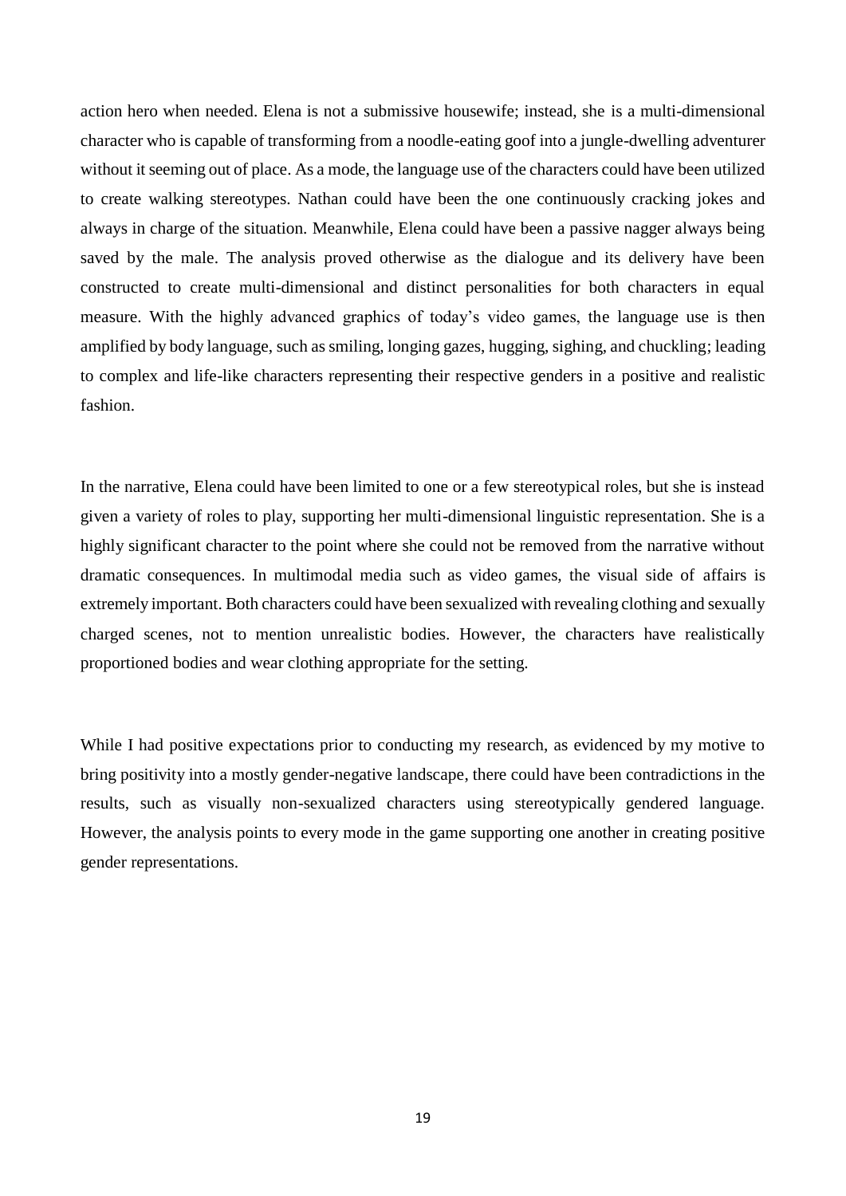action hero when needed. Elena is not a submissive housewife; instead, she is a multi-dimensional character who is capable of transforming from a noodle-eating goof into a jungle-dwelling adventurer without it seeming out of place. As a mode, the language use of the characters could have been utilized to create walking stereotypes. Nathan could have been the one continuously cracking jokes and always in charge of the situation. Meanwhile, Elena could have been a passive nagger always being saved by the male. The analysis proved otherwise as the dialogue and its delivery have been constructed to create multi-dimensional and distinct personalities for both characters in equal measure. With the highly advanced graphics of today's video games, the language use is then amplified by body language, such as smiling, longing gazes, hugging, sighing, and chuckling; leading to complex and life-like characters representing their respective genders in a positive and realistic fashion.

In the narrative, Elena could have been limited to one or a few stereotypical roles, but she is instead given a variety of roles to play, supporting her multi-dimensional linguistic representation. She is a highly significant character to the point where she could not be removed from the narrative without dramatic consequences. In multimodal media such as video games, the visual side of affairs is extremely important. Both characters could have been sexualized with revealing clothing and sexually charged scenes, not to mention unrealistic bodies. However, the characters have realistically proportioned bodies and wear clothing appropriate for the setting.

While I had positive expectations prior to conducting my research, as evidenced by my motive to bring positivity into a mostly gender-negative landscape, there could have been contradictions in the results, such as visually non-sexualized characters using stereotypically gendered language. However, the analysis points to every mode in the game supporting one another in creating positive gender representations.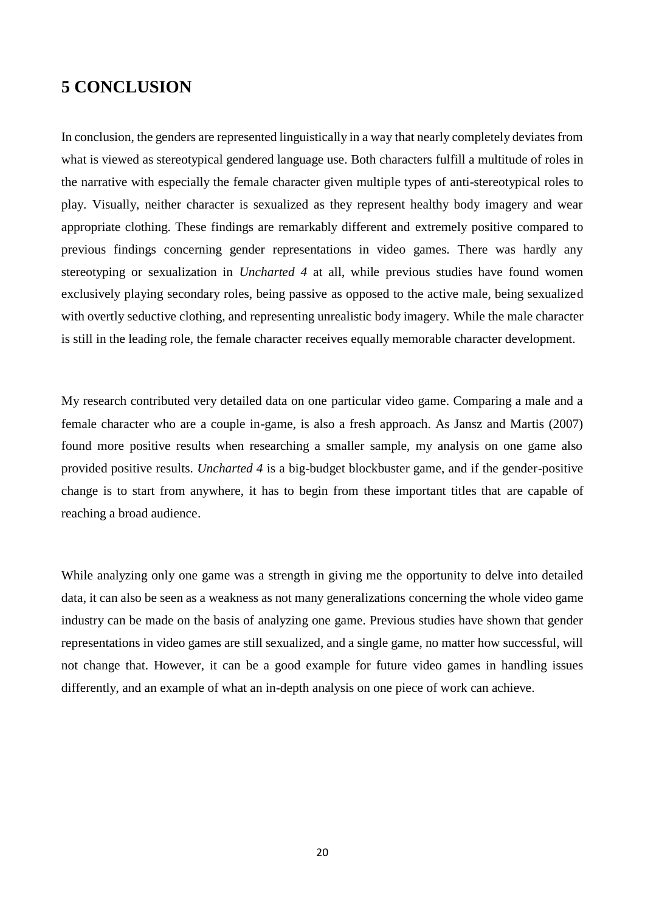# 5 CONCLUSION

In conclusion, the genders are represented linguistically in a way that nearly completely deviates from what is viewed as stereotypical gendered language use. Both characters fulfill a multitude of roles in the narrative with especially the female character given multiple types of anti-stereotypical roles to play. Visually, neither character is sexualized as they represent healthy body imagery and wear appropriate clothing. These findings are remarkably different and extremely positive compared to previous findings concerning gender representations in video games. There was hardly any stereotyping or sexualization in *Uncharted 4* at all, while previous studies have found women exclusively playing secondary roles, being passive as opposed to the active male, being sexualized with overtly seductive clothing, and representing unrealistic body imagery. While the male character is still in the leading role, the female character receives equally memorable character development.

My research contributed very detailed data on one particular video game. Comparing a male and a female character who are a couple in-game, is also a fresh approach. As Jansz and Martis (2007) found more positive results when researching a smaller sample, my analysis on one game also provided positive results. *Uncharted 4* is a big-budget blockbuster game, and if the gender-positive change is to start from anywhere, it has to begin from these important titles that are capable of reaching a broad audience.

While analyzing only one game was a strength in giving me the opportunity to delve into detailed data, it can also be seen as a weakness as not many generalizations concerning the whole video game industry can be made on the basis of analyzing one game. Previous studies have shown that gender representations in video games are still sexualized, and a single game, no matter how successful, will not change that. However, it can be a good example for future video games in handling issues differently, and an example of what an in-depth analysis on one piece of work can achieve.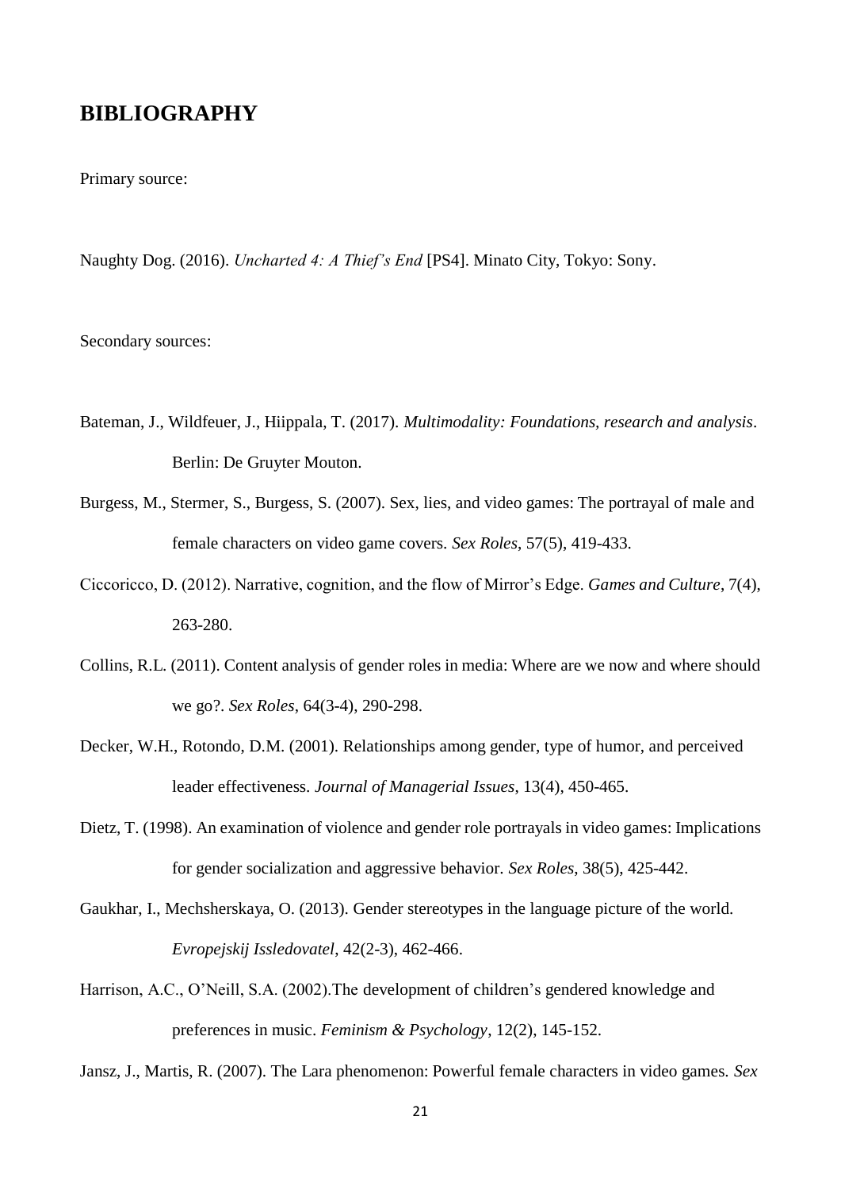## BIBLIOGRAPHY

Primary source:

Naughty Dog. (2016). *Uncharted 4: A Thief's End* [PS4]. Minato City, Tokyo: Sony.

Secondary sources:

Bateman, J., Wildfeuer, J., Hiippala, T. (2017). *Multimodality: Foundations, research and analysis*. Berlin: De Gruyter Mouton.

Burgess, M., Stermer, S., Burgess, S. (2007). Sex, lies, and video games: The portrayal of male and female characters on video game covers. *Sex Roles*, 57(5), 419-433.

Ciccoricco, D. (2012). Narrative, cognition, and the flow of Mirror's Edge. *Games and Culture*, 7(4), 263-280.

Collins, R.L. (2011). Content analysis of gender roles in media: Where are we now and where should we go?. *Sex Roles*, 64(3-4), 290-298.

Decker, W.H., Rotondo, D.M. (2001). Relationships among gender, type of humor, and perceived leader effectiveness. *Journal of Managerial Issues*, 13(4), 450-465.

Dietz, T. (1998). An examination of violence and gender role portrayals in video games: Implications for gender socialization and aggressive behavior. *Sex Roles*, 38(5), 425-442.

Gaukhar, I., Mechsherskaya, O. (2013). Gender stereotypes in the language picture of the world. *Evropejskij Issledovatel*, 42(2-3), 462-466.

Harrison, A.C., O'Neill, S.A. (2002).The development of children's gendered knowledge and preferences in music. *Feminism & Psychology*, 12(2), 145-152.

Jansz, J., Martis, R. (2007). The Lara phenomenon: Powerful female characters in video games. *Sex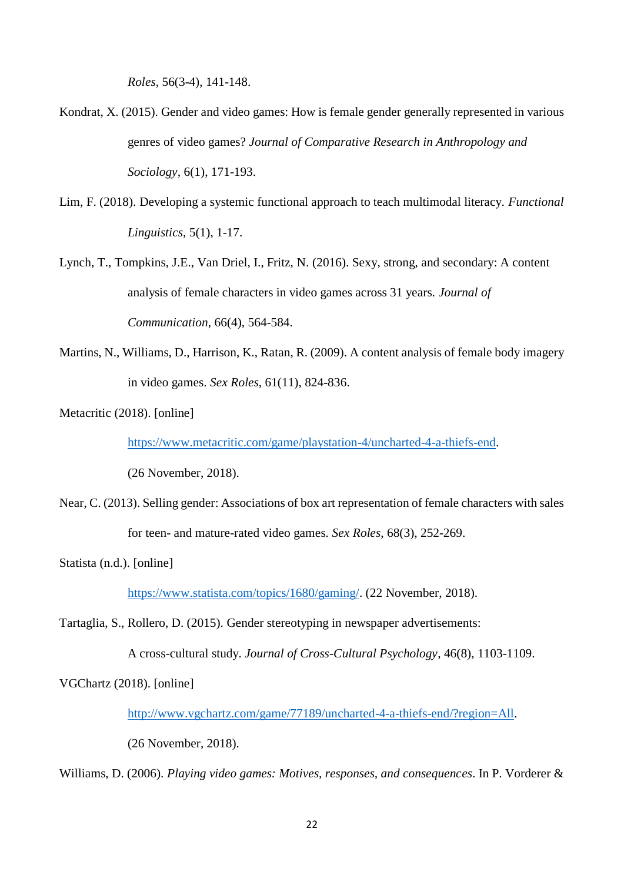*Roles*, 56(3-4), 141-148.

Kondrat, X. (2015). Gender and video games: How is female gender generally represented in various genres of video games? *Journal of Comparative Research in Anthropology and Sociology*, 6(1), 171-193.

Lim, F. (2018). Developing a systemic functional approach to teach multimodal literacy. *Functional Linguistics*, 5(1), 1-17.

Lynch, T., Tompkins, J.E., Van Driel, I., Fritz, N. (2016). Sexy, strong, and secondary: A content analysis of female characters in video games across 31 years. *Journal of Communication*, 66(4), 564-584.

Martins, N., Williams, D., Harrison, K., Ratan, R. (2009). A content analysis of female body imagery in video games. *Sex Roles*, 61(11), 824-836.

Metacritic (2018). [online] https://www.metacritic.com/game/playstation-4/uncharted-4-a-thiefs-end. (26 November, 2018).

Near, C. (2013). Selling gender: Associations of box art representation of female characters with sales for teen- and mature-rated video games. *Sex Roles*, 68(3), 252-269.

Statista (n.d.). [online] https://www.statista.com/topics/1680/gaming/. (22 November, 2018).

Tartaglia, S., Rollero, D. (2015). Gender stereotyping in newspaper advertisements: A cross-cultural study. *Journal of Cross-Cultural Psychology*, 46(8), 1103-1109.

VGChartz (2018). [online] http://www.vgchartz.com/game/77189/uncharted-4-a-thiefs-end/?region=All. (26 November, 2018).

Williams, D. (2006). *Playing video games: Motives, responses, and consequences*. In P. Vorderer &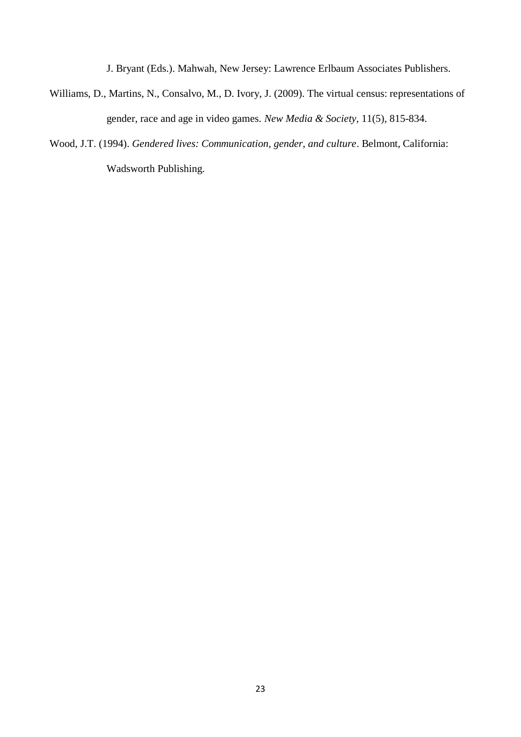J. Bryant (Eds.). Mahwah, New Jersey: Lawrence Erlbaum Associates Publishers.

Williams, D., Martins, N., Consalvo, M., D. Ivory, J. (2009). The virtual census: representations of gender, race and age in video games. *New Media & Society*, 11(5), 815-834.

Wood, J.T. (1994). *Gendered lives: Communication, gender, and culture*. Belmont, California: Wadsworth Publishing.